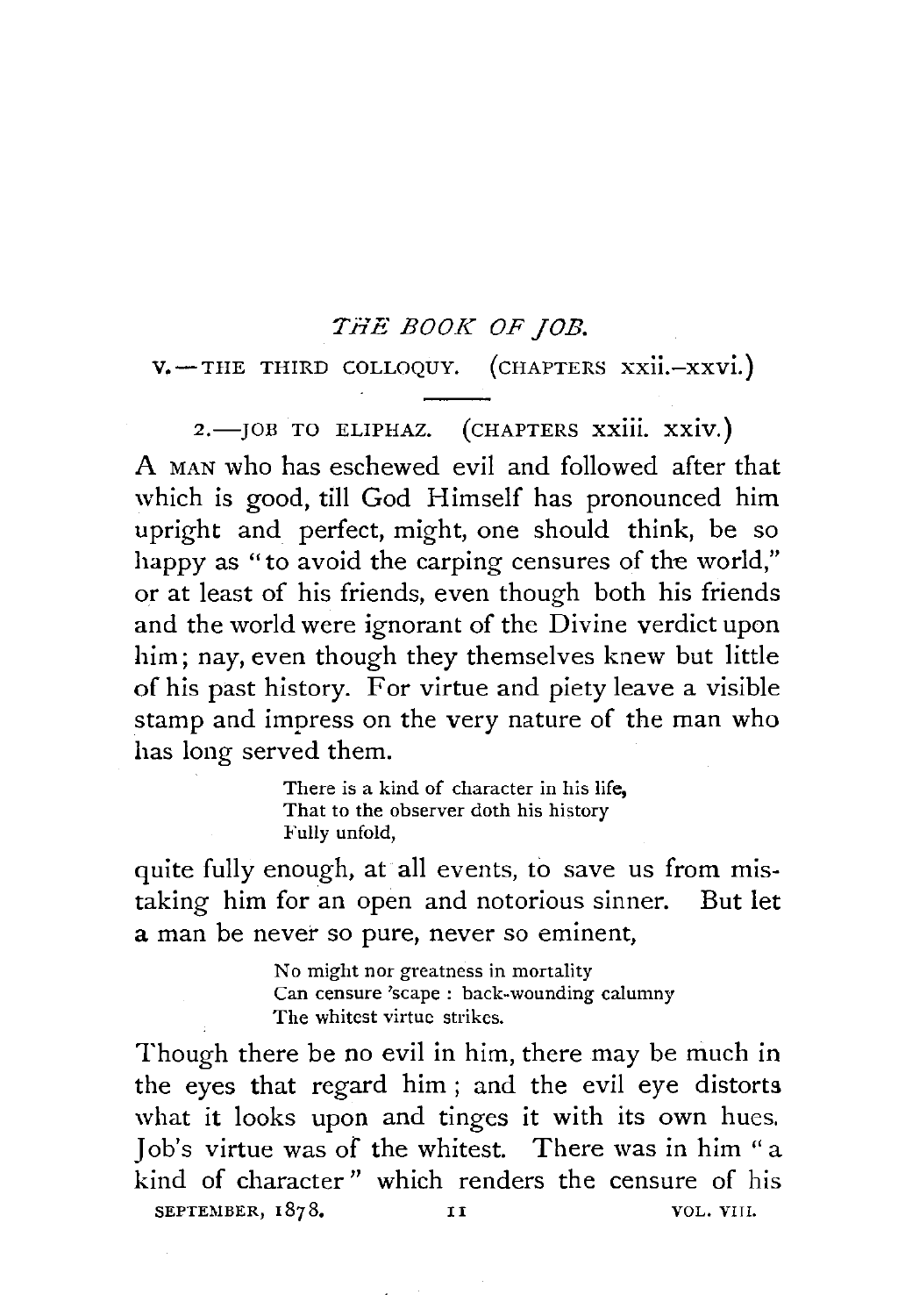# *THE BOOK OF JOB.*

## V.—THE THIRD COLLOQUY. (CHAPTERS xxii.–xxvi.)

### 2.—JOB TO ELIPHAZ. (CHAPTERS xxiii. xxiv.)

A MAN who has eschewed evil and followed after that which is good, till God Himself has pronounced him upright and perfect, might, one should think, be so happy as "to avoid the carping censures of the world," or at least of his friends, even though both his friends and the world were ignorant of the Divine verdict upon him; nay, even though they themselves knew but little of his past history. For virtue and piety leave a visible stamp and impress on the very nature of the man who has long served them.

> There is a kind of character in his life,
> That to the observer doth his history
> Fully unfold,

quite fully enough, at all events, to save us from mistaking him for an open and notorious sinner. But let a man be never so pure, never so eminent,

> No might nor greatness in mortality
> Can censure 'scape : back-wounding calumny
> The whitest virtue strikes.

Though there be no evil in him, there may be much in the eyes that regard him ; and the evil eye distorts what it looks upon and tinges it with its own hues. Job's virtue was of the whitest. There was in him "a kind of character" which renders the censure of his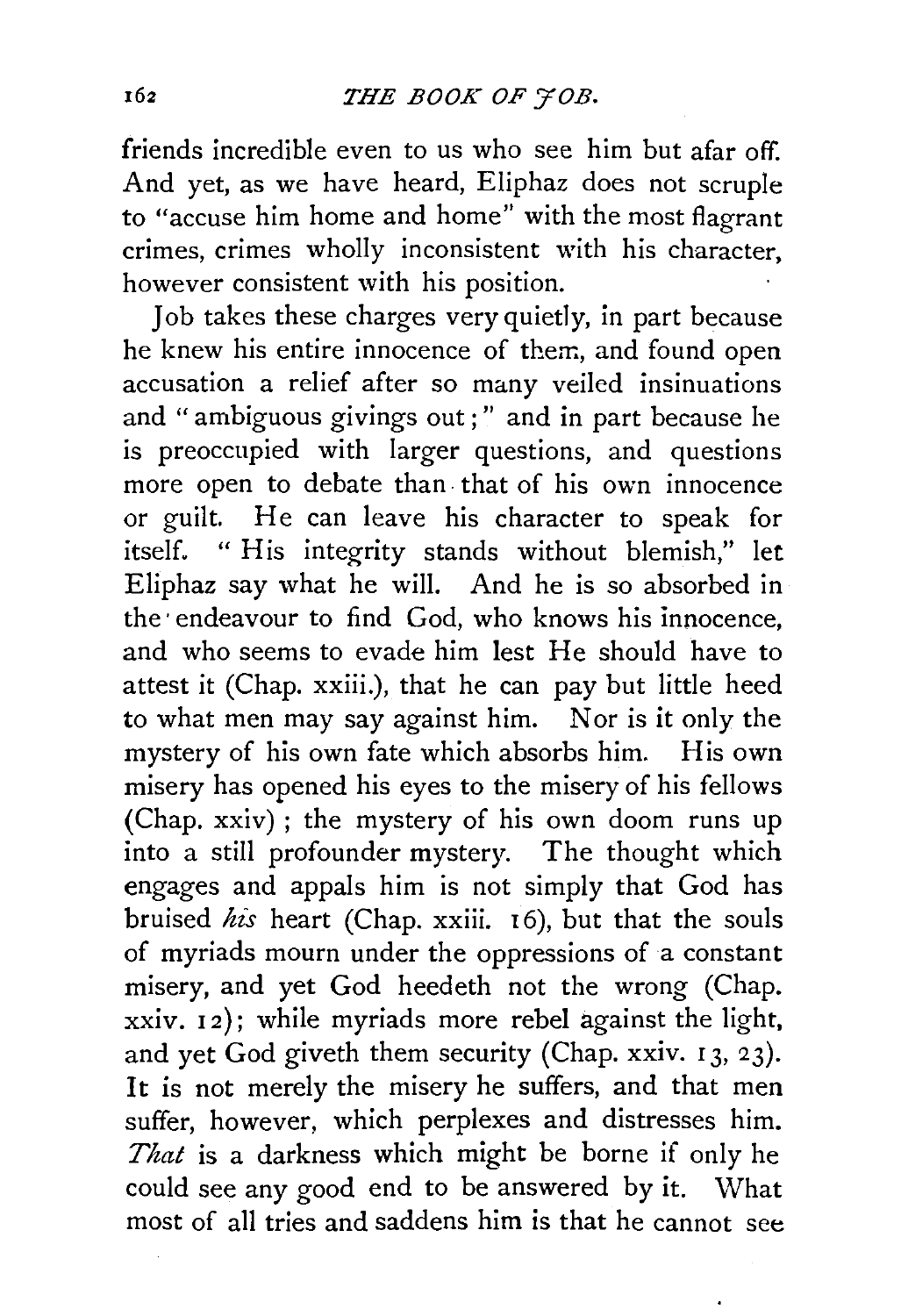friends incredible even to us who see him but afar off. And yet, as we have heard, Eliphaz does not scruple to "accuse him home and home" with the most flagrant crimes, crimes wholly inconsistent with his character, however consistent with his position.

Job takes these charges very quietly, in part because he knew his entire innocence of them, and found open accusation a relief after so many veiled insinuations and "ambiguous givings out;" and in part because he is preoccupied with larger questions, and questions more open to debate than that of his own innocence or guilt. He can leave his character to speak for itself. "His integrity stands without blemish," let Eliphaz say what he will. And he is so absorbed in the endeavour to find God, who knows his innocence, and who seems to evade him lest He should have to attest it (Chap. xxiii.), that he can pay but little heed to what men may say against him. Nor is it only the mystery of his own fate which absorbs him. His own misery has opened his eyes to the misery of his fellows (Chap. xxiv); the mystery of his own doom runs up into a still profounder mystery. The thought which engages and appals him is not simply that God has bruised *his* heart (Chap. xxiii. 16), but that the souls of myriads mourn under the oppressions of a constant misery, and yet God heedeth not the wrong (Chap. xxiv. 12); while myriads more rebel against the light, and yet God giveth them security (Chap. xxiv. 13, 23). It is not merely the misery he suffers, and that men suffer, however, which perplexes and distresses him. *That* is a darkness which might be borne if only he could see any good end to be answered by it. What most of all tries and saddens him is that he cannot see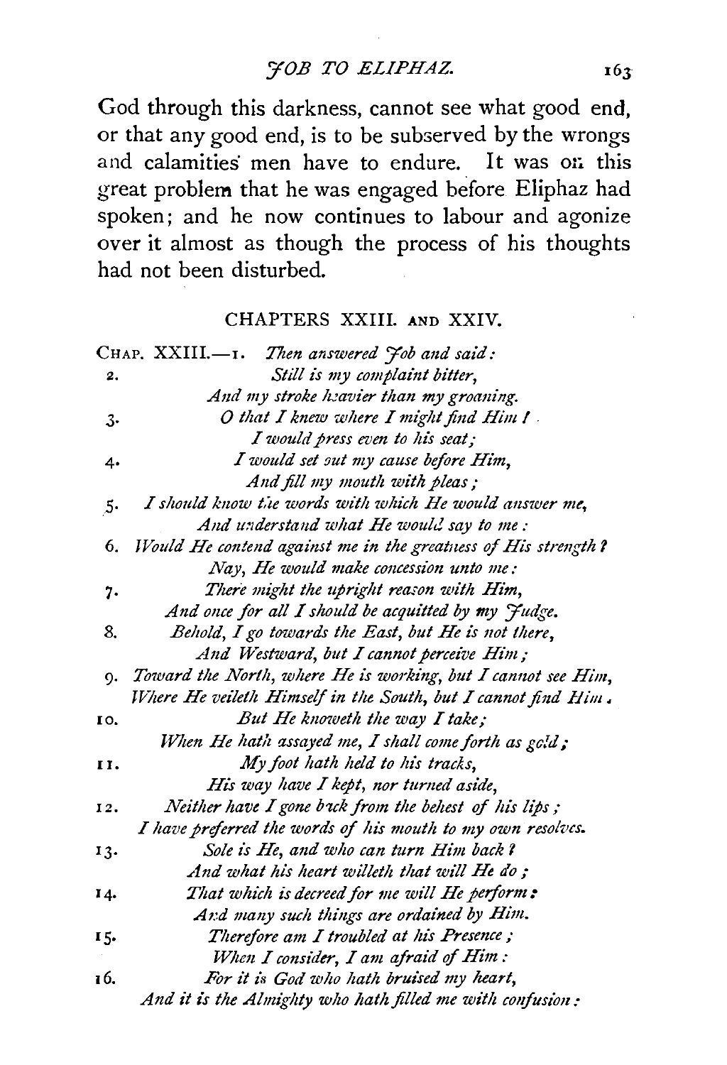God through this darkness, cannot see what good end, or that any good end, is to be subserved by the wrongs and calamities men have to endure. It was on this great problem that he was engaged before Eliphaz had spoken; and he now continues to labour and agonize over it almost as though the process of his thoughts had not been disturbed.

## CHAPTERS XXIII. AND XXIV.

CHAP. XXIII.—1. *Then answered Job and said:*

2. *Still is my complaint bitter,*
*And my stroke heavier than my groaning.*

3. *O that I knew where I might find Him!*
*I would press even to his seat;*

4. *I would set out my cause before Him,*
*And fill my mouth with pleas;*

5. *I should know the words with which He would answer me,*
*And understand what He would say to me:*

6. *Would He contend against me in the greatness of His strength?*
*Nay, He would make concession unto me:*

7. *There might the upright reason with Him,*
*And once for all I should be acquitted by my Judge.*

8. *Behold, I go towards the East, but He is not there,*
*And Westward, but I cannot perceive Him;*

9. *Toward the North, where He is working, but I cannot see Him,*
*Where He veileth Himself in the South, but I cannot find Him.*

10. *But He knoweth the way I take;*
*When He hath assayed me, I shall come forth as gold;*

11. *My foot hath held to his tracks,*
*His way have I kept, nor turned aside,*

12. *Neither have I gone back from the behest of his lips;*
*I have preferred the words of his mouth to my own resolves.*

13. *Sole is He, and who can turn Him back?*
*And what his heart willeth that will He do;*

14. *That which is decreed for me will He perform:*
*And many such things are ordained by Him.*

15. *Therefore am I troubled at his Presence;*
*When I consider, I am afraid of Him:*

16. *For it is God who hath bruised my heart,*
*And it is the Almighty who hath filled me with confusion:*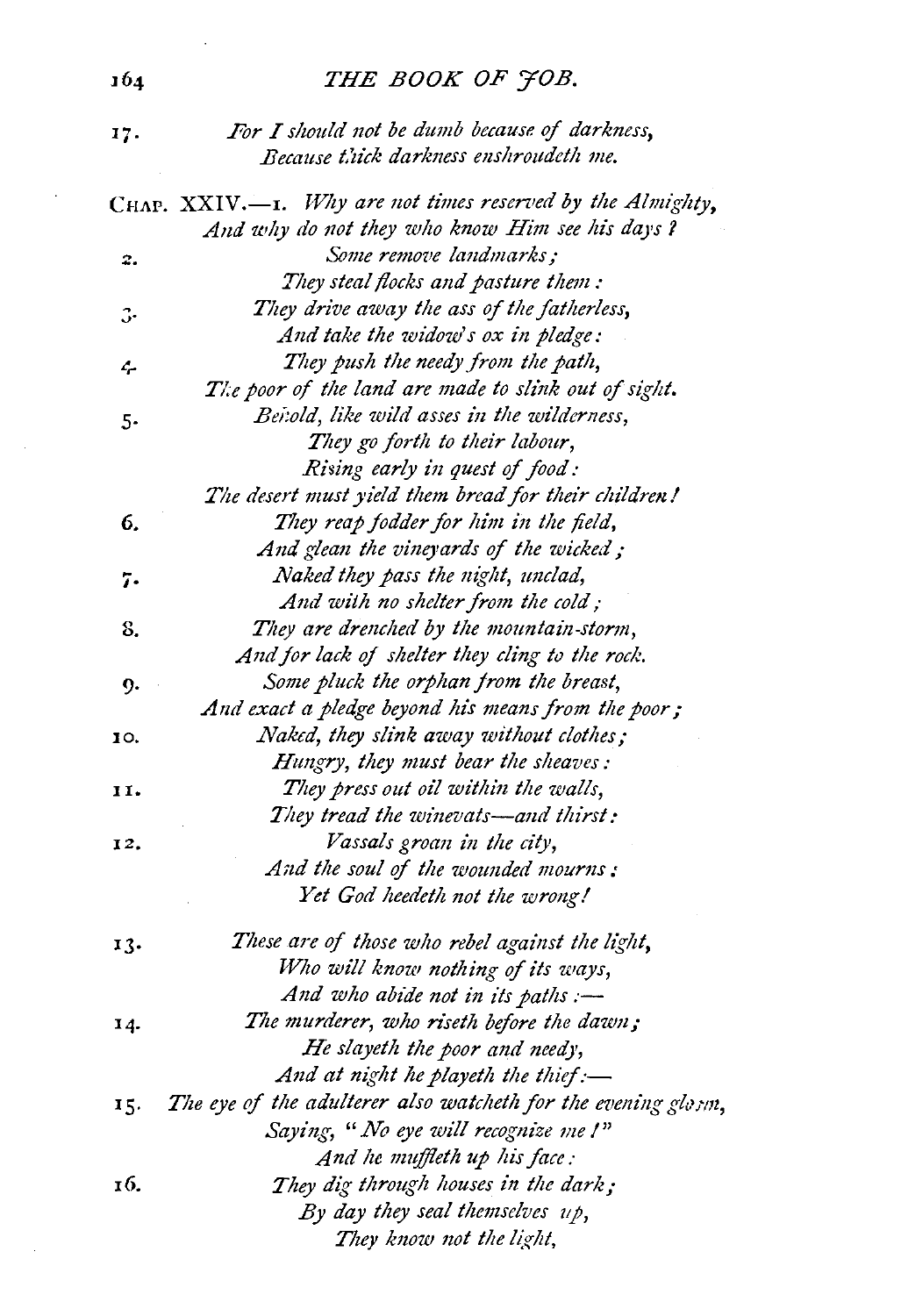17. *For I should not be dumb because of darkness,*
*Because thick darkness enshroudeth me.*

CHAP. XXIV.—1. *Why are not times reserved by the Almighty,*
*And why do not they who know Him see his days?*

2. *Some remove landmarks;*
*They steal flocks and pasture them:*

3. *They drive away the ass of the fatherless,*
*And take the widow's ox in pledge:*

4. *They push the needy from the path,*
*The poor of the land are made to slink out of sight.*

5. *Behold, like wild asses in the wilderness,*
*They go forth to their labour,*
*Rising early in quest of food:*
*The desert must yield them bread for their children!*

6. *They reap fodder for him in the field,*
*And glean the vineyards of the wicked;*

7. *Naked they pass the night, unclad,*
*And with no shelter from the cold;*

8. *They are drenched by the mountain-storm,*
*And for lack of shelter they cling to the rock.*

9. *Some pluck the orphan from the breast,*
*And exact a pledge beyond his means from the poor;*

10. *Naked, they slink away without clothes;*
*Hungry, they must bear the sheaves:*

11. *They press out oil within the walls,*
*They tread the winevats—and thirst:*

12. *Vassals groan in the city,*
*And the soul of the wounded mourns:*
*Yet God heedeth not the wrong!*

13. *These are of those who rebel against the light,*
*Who will know nothing of its ways,*
*And who abide not in its paths:—*

14. *The murderer, who riseth before the dawn;*
*He slayeth the poor and needy,*
*And at night he playeth the thief:—*

15. *The eye of the adulterer also watcheth for the evening gloom,*
*Saying, "No eye will recognize me!"*
*And he muffleth up his face:*

16. *They dig through houses in the dark;*
*By day they seal themselves up,*
*They know not the light,*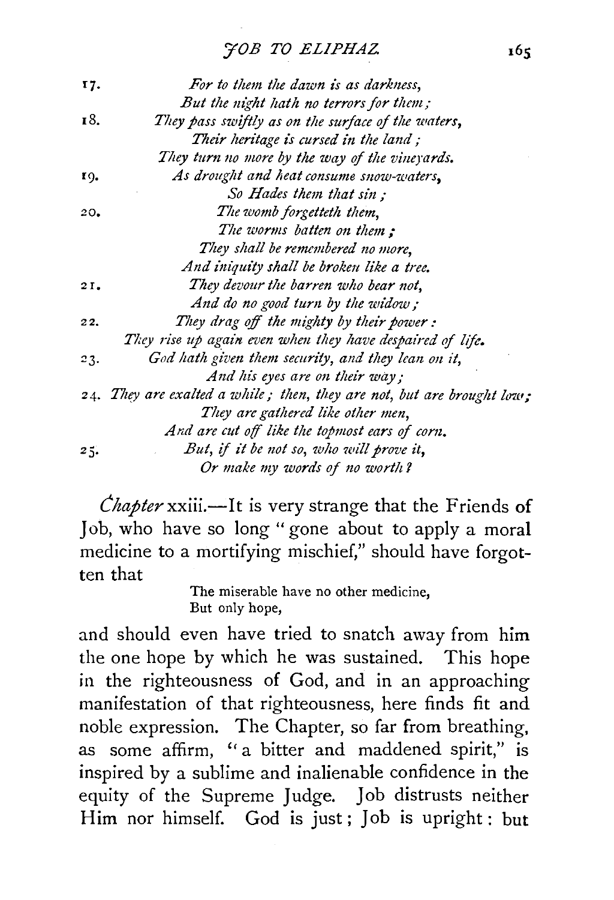17. *For to them the dawn is as darkness,*
*But the night hath no terrors for them;*

18. *They pass swiftly as on the surface of the waters,*
*Their heritage is cursed in the land;*
*They turn no more by the way of the vineyards.*

19. *As drought and heat consume snow-waters,*
*So Hades them that sin;*

20. *The womb forgetteth them,*
*The worms batten on them;*
*They shall be remembered no more,*
*And iniquity shall be broken like a tree.*

21. *They devour the barren who bear not,*
*And do no good turn by the widow;*

22. *They drag off the mighty by their power:*
*They rise up again even when they have despaired of life.*

23. *God hath given them security, and they lean on it,*
*And his eyes are on their way;*

24. *They are exalted a while; then, they are not, but are brought low;*
*They are gathered like other men,*
*And are cut off like the topmost ears of corn.*

25. *But, if it be not so, who will prove it,*
*Or make my words of no worth?*

*Chapter* xxiii.—It is very strange that the Friends of Job, who have so long "gone about to apply a moral medicine to a mortifying mischief," should have forgotten that

> The miserable have no other medicine,
> But only hope,

and should even have tried to snatch away from him the one hope by which he was sustained. This hope in the righteousness of God, and in an approaching manifestation of that righteousness, here finds fit and noble expression. The Chapter, so far from breathing, as some affirm, "a bitter and maddened spirit," is inspired by a sublime and inalienable confidence in the equity of the Supreme Judge. Job distrusts neither Him nor himself. God is just; Job is upright: but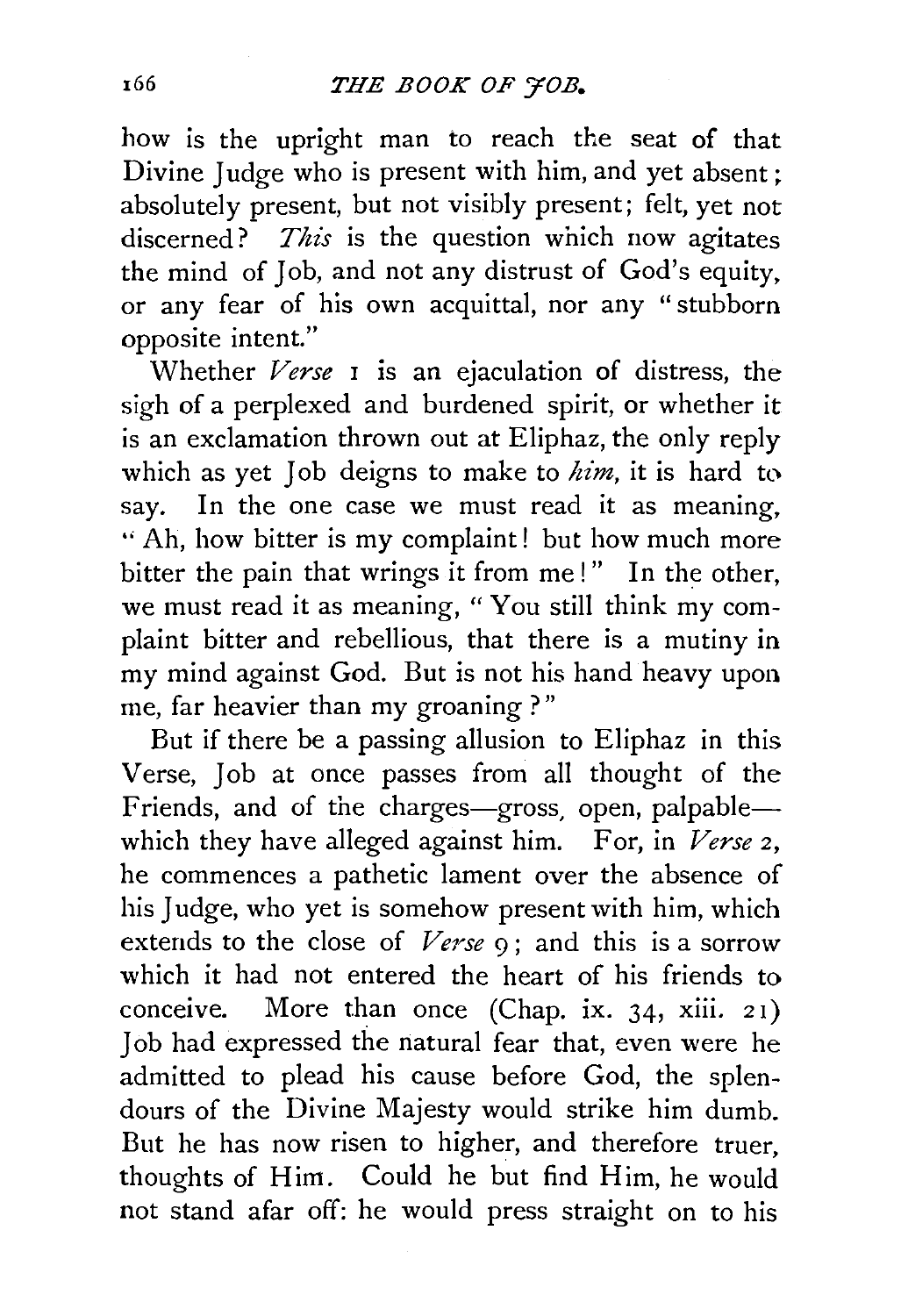how is the upright man to reach the seat of that Divine Judge who is present with him, and yet absent; absolutely present, but not visibly present; felt, yet not discerned? *This* is the question which now agitates the mind of Job, and not any distrust of God's equity, or any fear of his own acquittal, nor any "stubborn opposite intent."

Whether *Verse* 1 is an ejaculation of distress, the sigh of a perplexed and burdened spirit, or whether it is an exclamation thrown out at Eliphaz, the only reply which as yet Job deigns to make to *him*, it is hard to say. In the one case we must read it as meaning, "Ah, how bitter is my complaint! but how much more bitter the pain that wrings it from me!" In the other, we must read it as meaning, "You still think my complaint bitter and rebellious, that there is a mutiny in my mind against God. But is not his hand heavy upon me, far heavier than my groaning?"

But if there be a passing allusion to Eliphaz in this Verse, Job at once passes from all thought of the Friends, and of the charges—gross, open, palpable—which they have alleged against him. For, in *Verse* 2, he commences a pathetic lament over the absence of his Judge, who yet is somehow present with him, which extends to the close of *Verse* 9; and this is a sorrow which it had not entered the heart of his friends to conceive. More than once (Chap. ix. 34, xiii. 21) Job had expressed the natural fear that, even were he admitted to plead his cause before God, the splendours of the Divine Majesty would strike him dumb. But he has now risen to higher, and therefore truer, thoughts of Him. Could he but find Him, he would not stand afar off: he would press straight on to his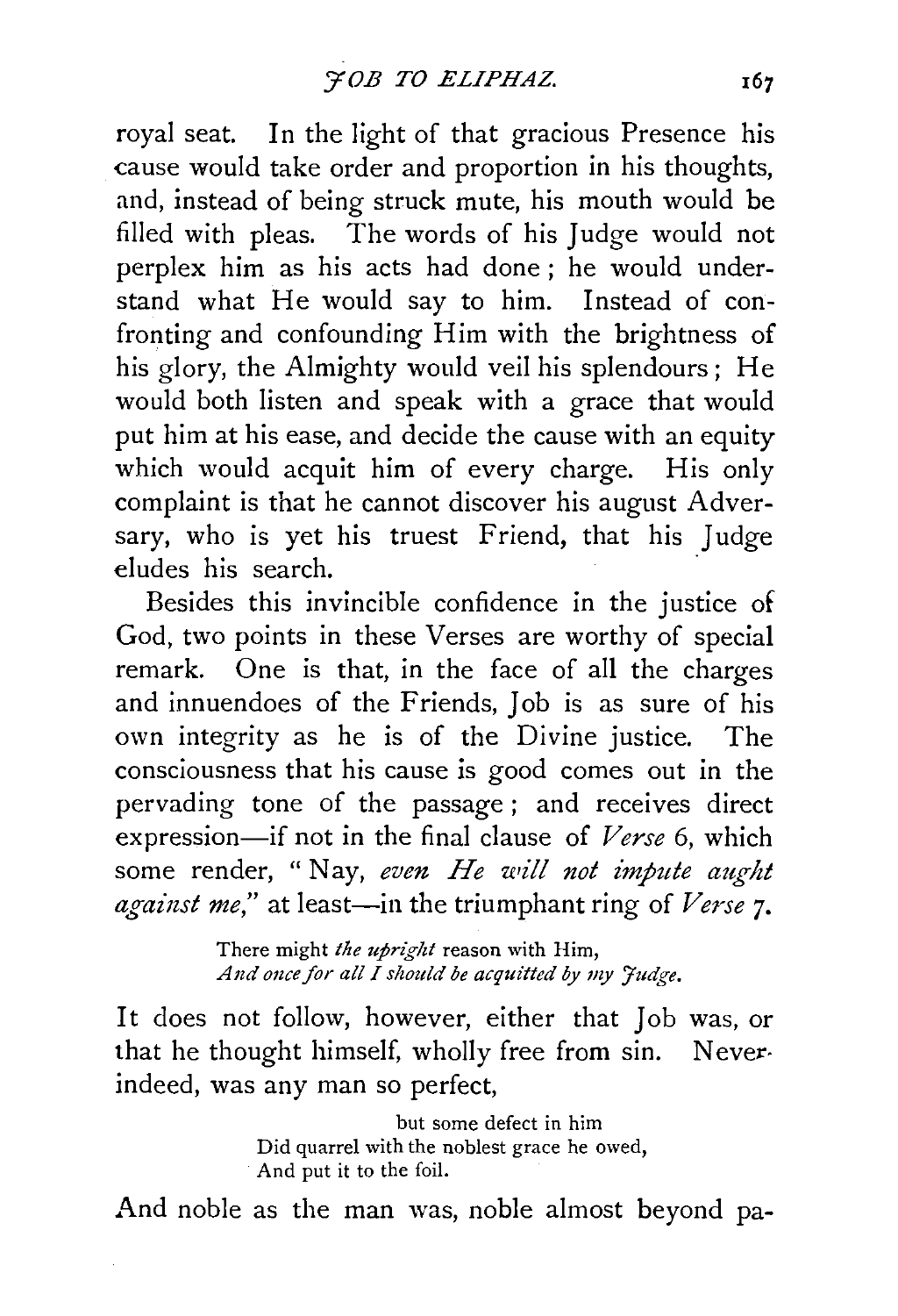royal seat. In the light of that gracious Presence his cause would take order and proportion in his thoughts, and, instead of being struck mute, his mouth would be filled with pleas. The words of his Judge would not perplex him as his acts had done; he would understand what He would say to him. Instead of confronting and confounding Him with the brightness of his glory, the Almighty would veil his splendours; He would both listen and speak with a grace that would put him at his ease, and decide the cause with an equity which would acquit him of every charge. His only complaint is that he cannot discover his august Adversary, who is yet his truest Friend, that his Judge eludes his search.

Besides this invincible confidence in the justice of God, two points in these Verses are worthy of special remark. One is that, in the face of all the charges and innuendoes of the Friends, Job is as sure of his own integrity as he is of the Divine justice. The consciousness that his cause is good comes out in the pervading tone of the passage; and receives direct expression—if not in the final clause of *Verse* 6, which some render, "Nay, *even He will not impute aught against me*," at least—in the triumphant ring of *Verse* 7.

> There might *the upright* reason with Him,
> *And once for all I should be acquitted by my Judge.*

It does not follow, however, either that Job was, or that he thought himself, wholly free from sin. Never, indeed, was any man so perfect,

> but some defect in him
> Did quarrel with the noblest grace he owed,
> And put it to the foil.

And noble as the man was, noble almost beyond pa-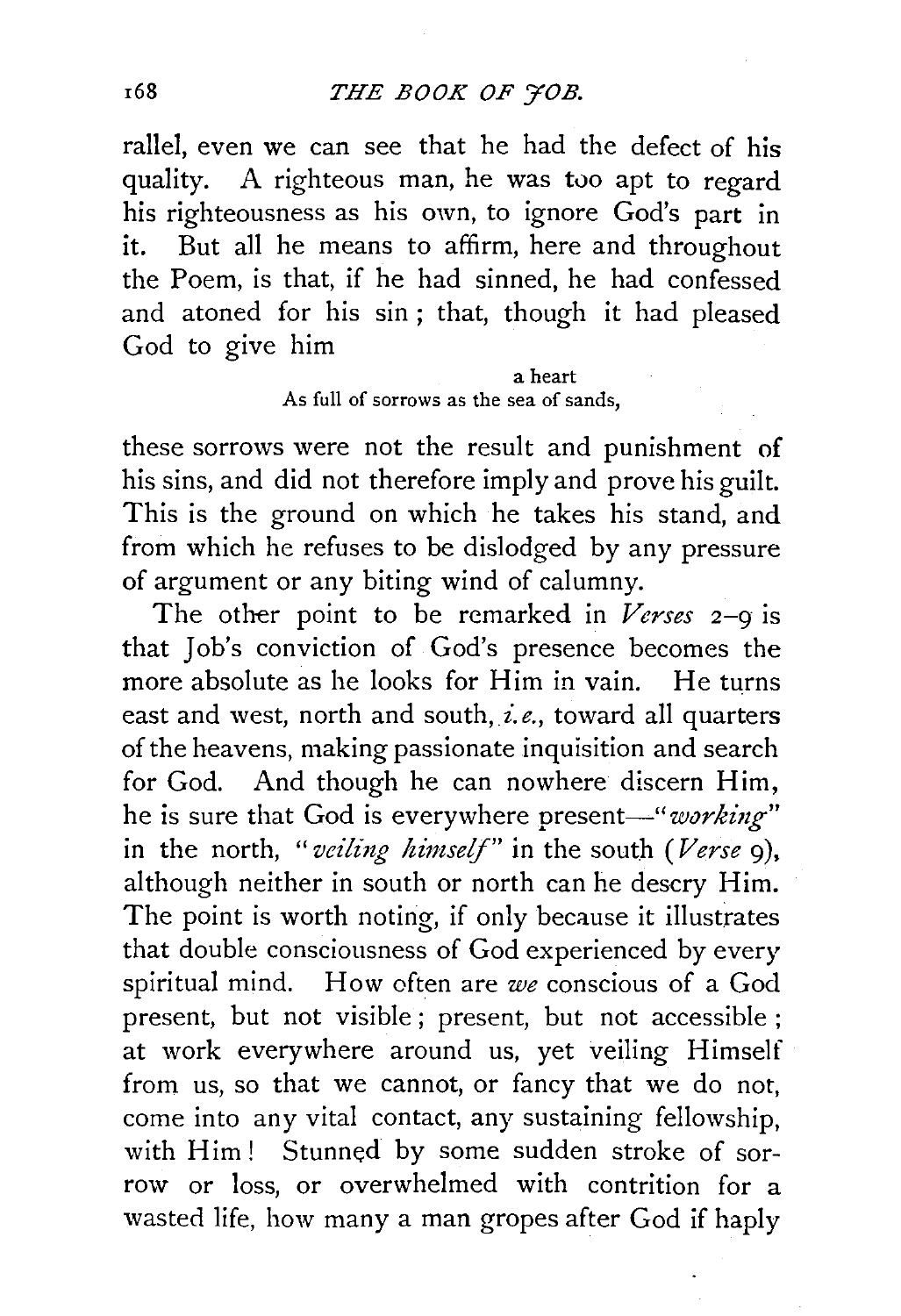rallel, even we can see that he had the defect of his quality. A righteous man, he was too apt to regard his righteousness as his own, to ignore God's part in it. But all he means to affirm, here and throughout the Poem, is that, if he had sinned, he had confessed and atoned for his sin; that, though it had pleased God to give him

> a heart
> As full of sorrows as the sea of sands,

these sorrows were not the result and punishment of his sins, and did not therefore imply and prove his guilt. This is the ground on which he takes his stand, and from which he refuses to be dislodged by any pressure of argument or any biting wind of calumny.

The other point to be remarked in *Verses* 2–9 is that Job's conviction of God's presence becomes the more absolute as he looks for Him in vain. He turns east and west, north and south, *i.e.*, toward all quarters of the heavens, making passionate inquisition and search for God. And though he can nowhere discern Him, he is sure that God is everywhere present—"*working*" in the north, "*veiling himself*" in the south (*Verse* 9), although neither in south or north can he descry Him. The point is worth noting, if only because it illustrates that double consciousness of God experienced by every spiritual mind. How often are *we* conscious of a God present, but not visible; present, but not accessible; at work everywhere around us, yet veiling Himself from us, so that we cannot, or fancy that we do not, come into any vital contact, any sustaining fellowship, with Him! Stunned by some sudden stroke of sorrow or loss, or overwhelmed with contrition for a wasted life, how many a man gropes after God if haply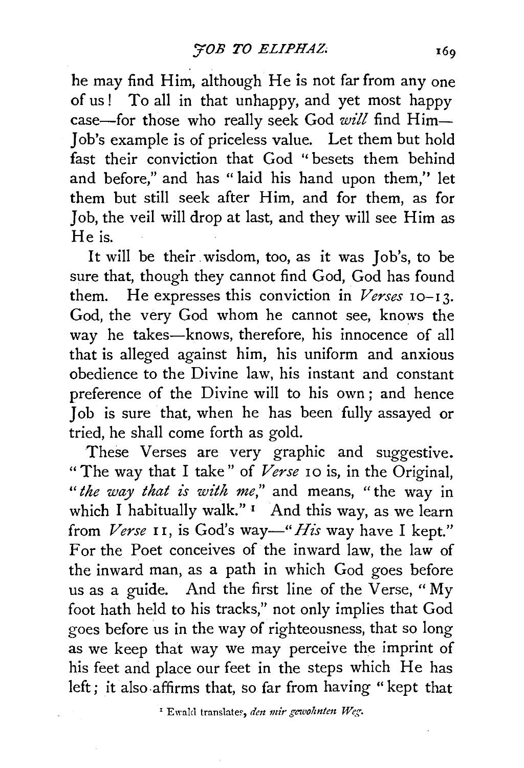he may find Him, although He is not far from any one of us! To all in that unhappy, and yet most happy case—for those who really seek God *will* find Him—Job's example is of priceless value. Let them but hold fast their conviction that God "besets them behind and before," and has "laid his hand upon them," let them but still seek after Him, and for them, as for Job, the veil will drop at last, and they will see Him as He is.

It will be their wisdom, too, as it was Job's, to be sure that, though they cannot find God, God has found them. He expresses this conviction in *Verses* 10–13. God, the very God whom he cannot see, knows the way he takes—knows, therefore, his innocence of all that is alleged against him, his uniform and anxious obedience to the Divine law, his instant and constant preference of the Divine will to his own; and hence Job is sure that, when he has been fully assayed or tried, he shall come forth as gold.

These Verses are very graphic and suggestive. "The way that I take" of *Verse* 10 is, in the Original, "*the way that is with me,*" and means, "the way in which I habitually walk." [1] And this way, as we learn from *Verse* 11, is God's way—"*His* way have I kept." For the Poet conceives of the inward law, the law of the inward man, as a path in which God goes before us as a guide. And the first line of the Verse, "My foot hath held to his tracks," not only implies that God goes before us in the way of righteousness, that so long as we keep that way we may perceive the imprint of his feet and place our feet in the steps which He has left; it also affirms that, so far from having "kept that

[1] Ewald translates, *den mir gewohnten Weg.*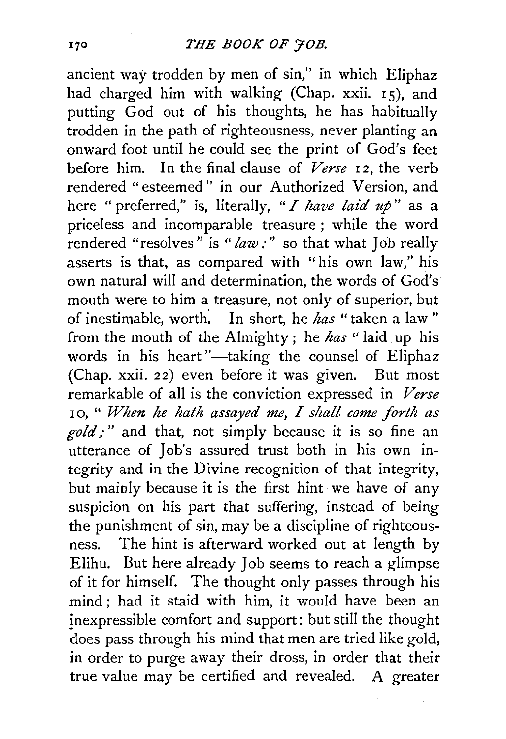ancient way trodden by men of sin," in which Eliphaz had charged him with walking (Chap. xxii. 15), and putting God out of his thoughts, he has habitually trodden in the path of righteousness, never planting an onward foot until he could see the print of God's feet before him. In the final clause of *Verse* 12, the verb rendered "esteemed" in our Authorized Version, and here "preferred," is, literally, "*I have laid up*" as a priceless and incomparable treasure; while the word rendered "resolves" is "*law*:" so that what Job really asserts is that, as compared with "his own law," his own natural will and determination, the words of God's mouth were to him a treasure, not only of superior, but of inestimable, worth. In short, he *has* "taken a law" from the mouth of the Almighty; he *has* "laid up his words in his heart"—taking the counsel of Eliphaz (Chap. xxii. 22) even before it was given. But most remarkable of all is the conviction expressed in *Verse* 10, "*When he hath assayed me, I shall come forth as gold;*" and that, not simply because it is so fine an utterance of Job's assured trust both in his own integrity and in the Divine recognition of that integrity, but mainly because it is the first hint we have of any suspicion on his part that suffering, instead of being the punishment of sin, may be a discipline of righteousness. The hint is afterward worked out at length by Elihu. But here already Job seems to reach a glimpse of it for himself. The thought only passes through his mind; had it staid with him, it would have been an inexpressible comfort and support: but still the thought does pass through his mind that men are tried like gold, in order to purge away their dross, in order that their true value may be certified and revealed. A greater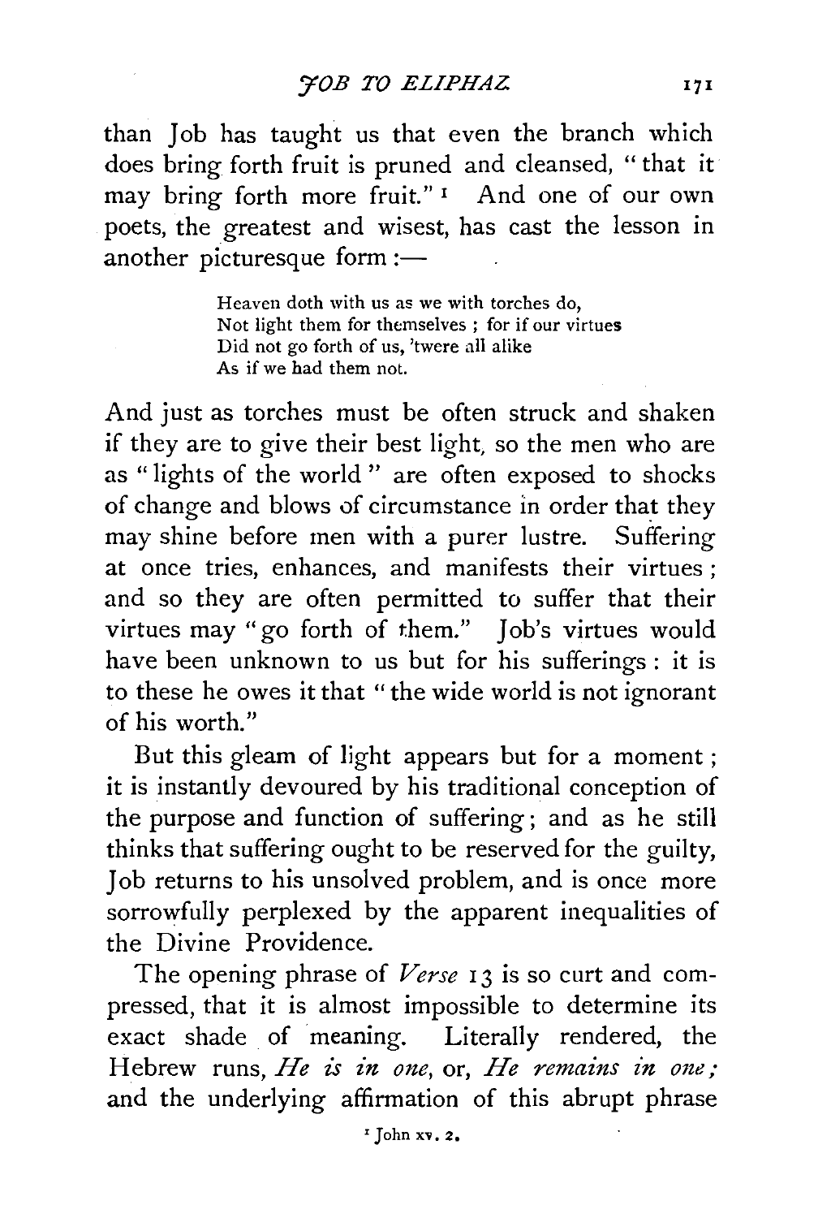than Job has taught us that even the branch which does bring forth fruit is pruned and cleansed, "that it may bring forth more fruit." [1] And one of our own poets, the greatest and wisest, has cast the lesson in another picturesque form:—

> Heaven doth with us as we with torches do,
> Not light them for themselves; for if our virtues
> Did not go forth of us, 'twere all alike
> As if we had them not.

And just as torches must be often struck and shaken if they are to give their best light, so the men who are as "lights of the world" are often exposed to shocks of change and blows of circumstance in order that they may shine before men with a purer lustre. Suffering at once tries, enhances, and manifests their virtues; and so they are often permitted to suffer that their virtues may "go forth of them." Job's virtues would have been unknown to us but for his sufferings: it is to these he owes it that "the wide world is not ignorant of his worth."

But this gleam of light appears but for a moment; it is instantly devoured by his traditional conception of the purpose and function of suffering; and as he still thinks that suffering ought to be reserved for the guilty, Job returns to his unsolved problem, and is once more sorrowfully perplexed by the apparent inequalities of the Divine Providence.

The opening phrase of *Verse* 13 is so curt and compressed, that it is almost impossible to determine its exact shade of meaning. Literally rendered, the Hebrew runs, *He is in one*, or, *He remains in one;* and the underlying affirmation of this abrupt phrase

[1] John xv. 2.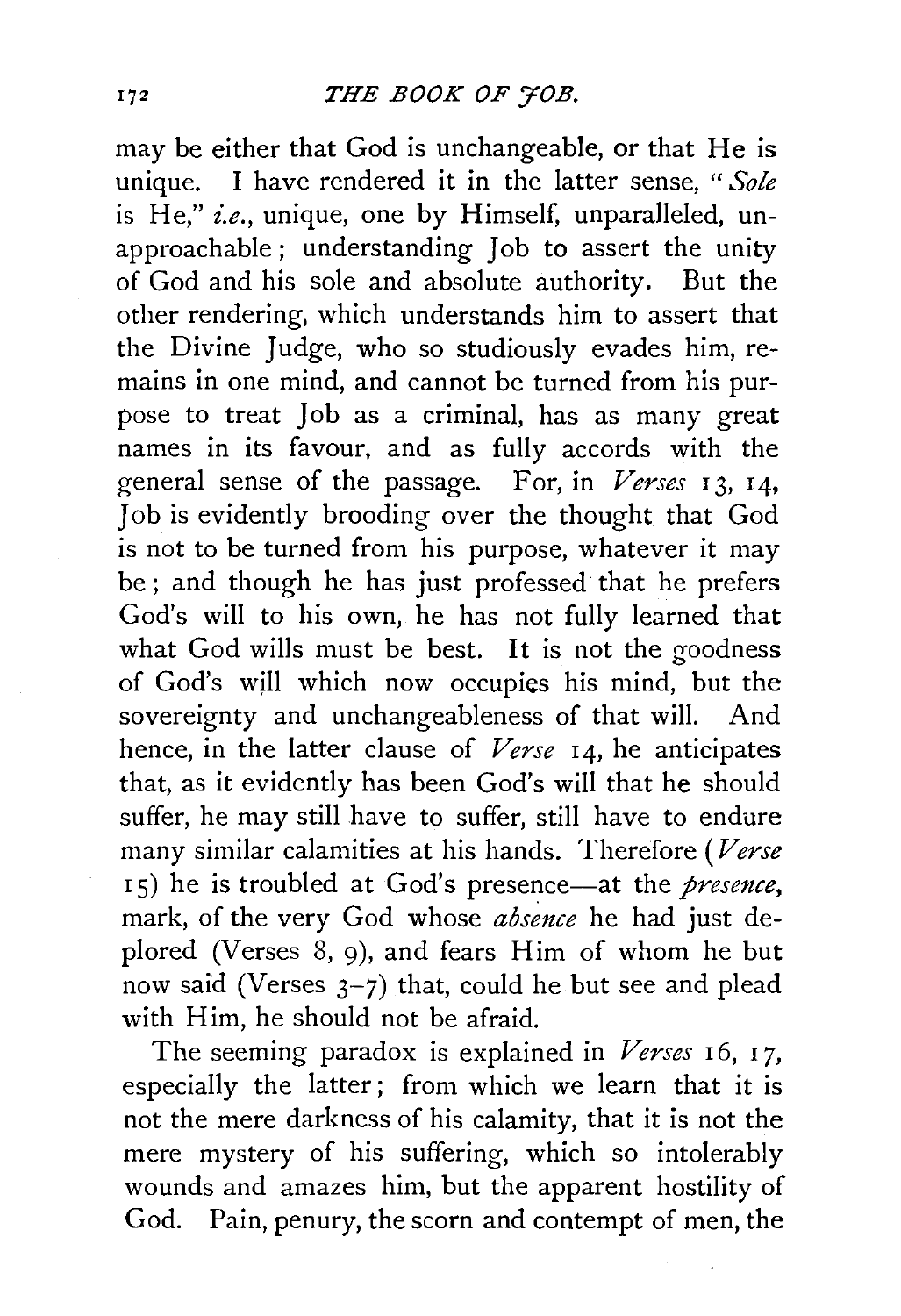may be either that God is unchangeable, or that He is unique. I have rendered it in the latter sense, "*Sole* is He," *i.e.*, unique, one by Himself, unparalleled, unapproachable; understanding Job to assert the unity of God and his sole and absolute authority. But the other rendering, which understands him to assert that the Divine Judge, who so studiously evades him, remains in one mind, and cannot be turned from his purpose to treat Job as a criminal, has as many great names in its favour, and as fully accords with the general sense of the passage. For, in *Verses* 13, 14, Job is evidently brooding over the thought that God is not to be turned from his purpose, whatever it may be; and though he has just professed that he prefers God's will to his own, he has not fully learned that what God wills must be best. It is not the goodness of God's will which now occupies his mind, but the sovereignty and unchangeableness of that will. And hence, in the latter clause of *Verse* 14, he anticipates that, as it evidently has been God's will that he should suffer, he may still have to suffer, still have to endure many similar calamities at his hands. Therefore (*Verse* 15) he is troubled at God's presence—at the *presence*, mark, of the very God whose *absence* he had just deplored (Verses 8, 9), and fears Him of whom he but now said (Verses 3–7) that, could he but see and plead with Him, he should not be afraid.

The seeming paradox is explained in *Verses* 16, 17, especially the latter; from which we learn that it is not the mere darkness of his calamity, that it is not the mere mystery of his suffering, which so intolerably wounds and amazes him, but the apparent hostility of God. Pain, penury, the scorn and contempt of men, the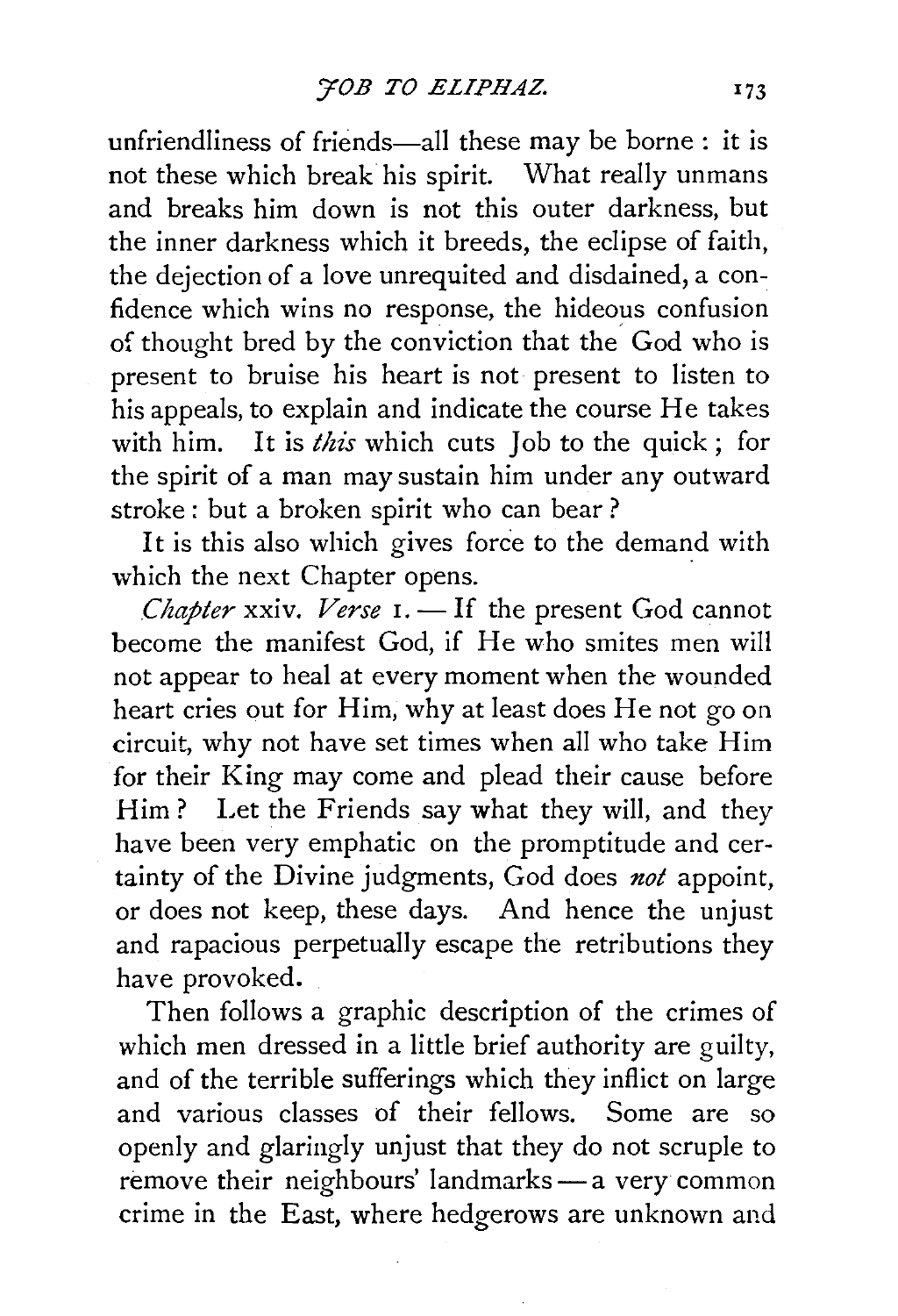unfriendliness of friends—all these may be borne: it is not these which break his spirit. What really unmans and breaks him down is not this outer darkness, but the inner darkness which it breeds, the eclipse of faith, the dejection of a love unrequited and disdained, a confidence which wins no response, the hideous confusion of thought bred by the conviction that the God who is present to bruise his heart is not present to listen to his appeals, to explain and indicate the course He takes with him. It is *this* which cuts Job to the quick; for the spirit of a man may sustain him under any outward stroke: but a broken spirit who can bear?

It is this also which gives force to the demand with which the next Chapter opens.

*Chapter* xxiv. *Verse* 1. — If the present God cannot become the manifest God, if He who smites men will not appear to heal at every moment when the wounded heart cries out for Him, why at least does He not go on circuit, why not have set times when all who take Him for their King may come and plead their cause before Him? Let the Friends say what they will, and they have been very emphatic on the promptitude and certainty of the Divine judgments, God does *not* appoint, or does not keep, these days. And hence the unjust and rapacious perpetually escape the retributions they have provoked.

Then follows a graphic description of the crimes of which men dressed in a little brief authority are guilty, and of the terrible sufferings which they inflict on large and various classes of their fellows. Some are so openly and glaringly unjust that they do not scruple to remove their neighbours' landmarks — a very common crime in the East, where hedgerows are unknown and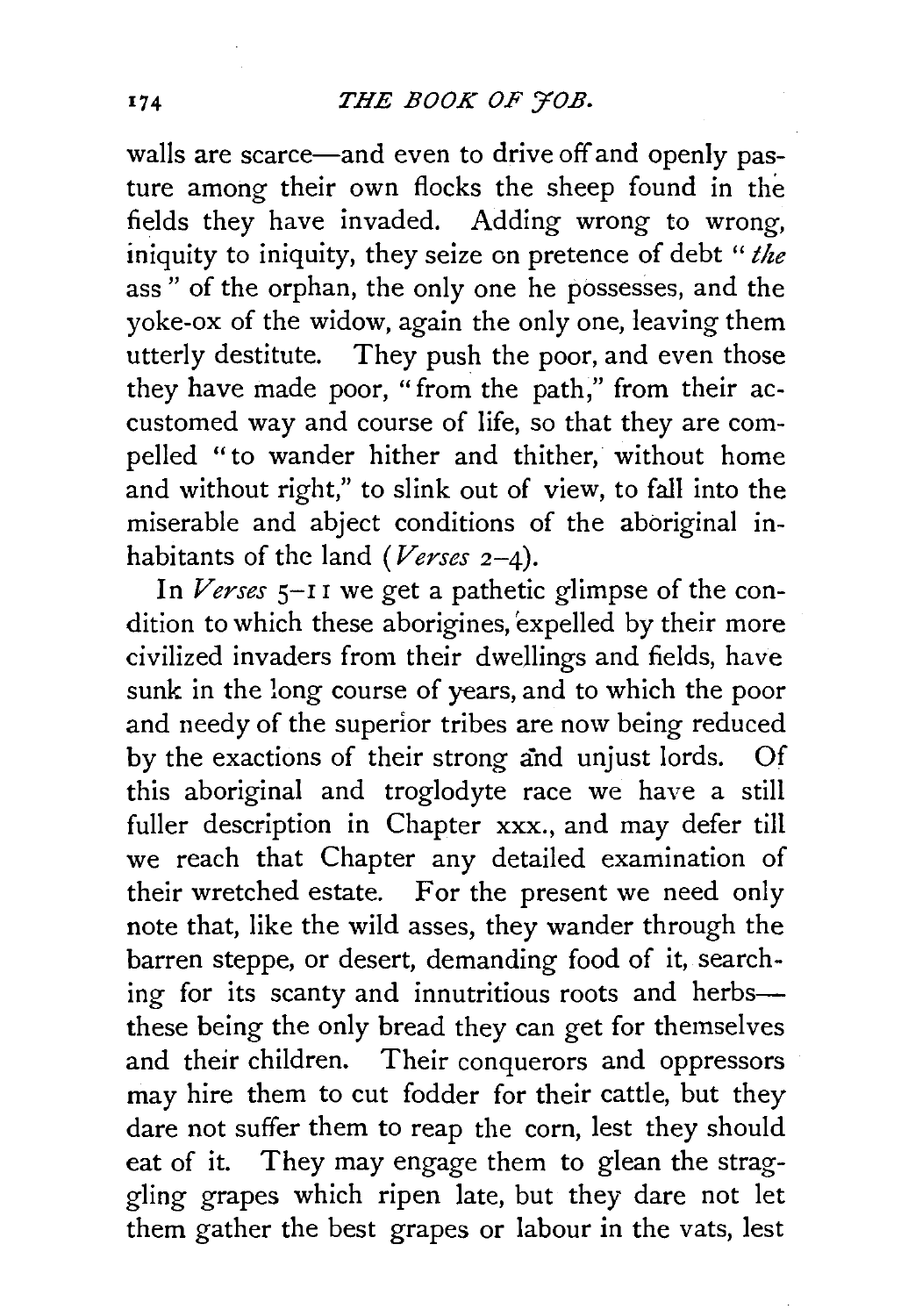walls are scarce—and even to drive off and openly pasture among their own flocks the sheep found in the fields they have invaded. Adding wrong to wrong, iniquity to iniquity, they seize on pretence of debt "*the* ass" of the orphan, the only one he possesses, and the yoke-ox of the widow, again the only one, leaving them utterly destitute. They push the poor, and even those they have made poor, "from the path," from their accustomed way and course of life, so that they are compelled "to wander hither and thither, without home and without right," to slink out of view, to fall into the miserable and abject conditions of the aboriginal inhabitants of the land (*Verses* 2–4).

In *Verses* 5–11 we get a pathetic glimpse of the condition to which these aborigines, expelled by their more civilized invaders from their dwellings and fields, have sunk in the long course of years, and to which the poor and needy of the superior tribes are now being reduced by the exactions of their strong and unjust lords. Of this aboriginal and troglodyte race we have a still fuller description in Chapter xxx., and may defer till we reach that Chapter any detailed examination of their wretched estate. For the present we need only note that, like the wild asses, they wander through the barren steppe, or desert, demanding food of it, searching for its scanty and innutritious roots and herbs—these being the only bread they can get for themselves and their children. Their conquerors and oppressors may hire them to cut fodder for their cattle, but they dare not suffer them to reap the corn, lest they should eat of it. They may engage them to glean the straggling grapes which ripen late, but they dare not let them gather the best grapes or labour in the vats, lest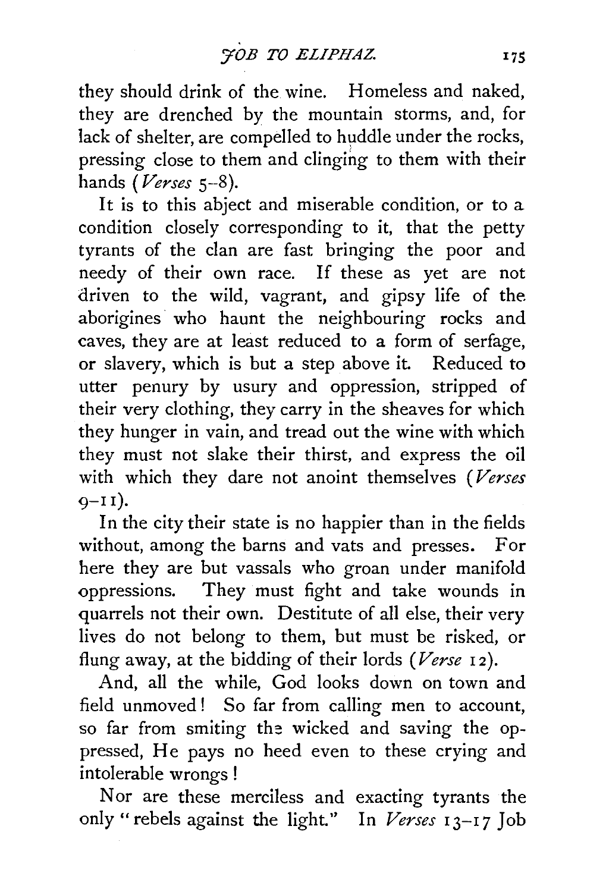they should drink of the wine. Homeless and naked, they are drenched by the mountain storms, and, for lack of shelter, are compelled to huddle under the rocks, pressing close to them and clinging to them with their hands (*Verses* 5–8).

It is to this abject and miserable condition, or to a condition closely corresponding to it, that the petty tyrants of the clan are fast bringing the poor and needy of their own race. If these as yet are not driven to the wild, vagrant, and gipsy life of the aborigines who haunt the neighbouring rocks and caves, they are at least reduced to a form of serfage, or slavery, which is but a step above it. Reduced to utter penury by usury and oppression, stripped of their very clothing, they carry in the sheaves for which they hunger in vain, and tread out the wine with which they must not slake their thirst, and express the oil with which they dare not anoint themselves (*Verses* 9–11).

In the city their state is no happier than in the fields without, among the barns and vats and presses. For here they are but vassals who groan under manifold oppressions. They must fight and take wounds in quarrels not their own. Destitute of all else, their very lives do not belong to them, but must be risked, or flung away, at the bidding of their lords (*Verse* 12).

And, all the while, God looks down on town and field unmoved! So far from calling men to account, so far from smiting the wicked and saving the oppressed, He pays no heed even to these crying and intolerable wrongs!

Nor are these merciless and exacting tyrants the only "rebels against the light." In *Verses* 13–17 Job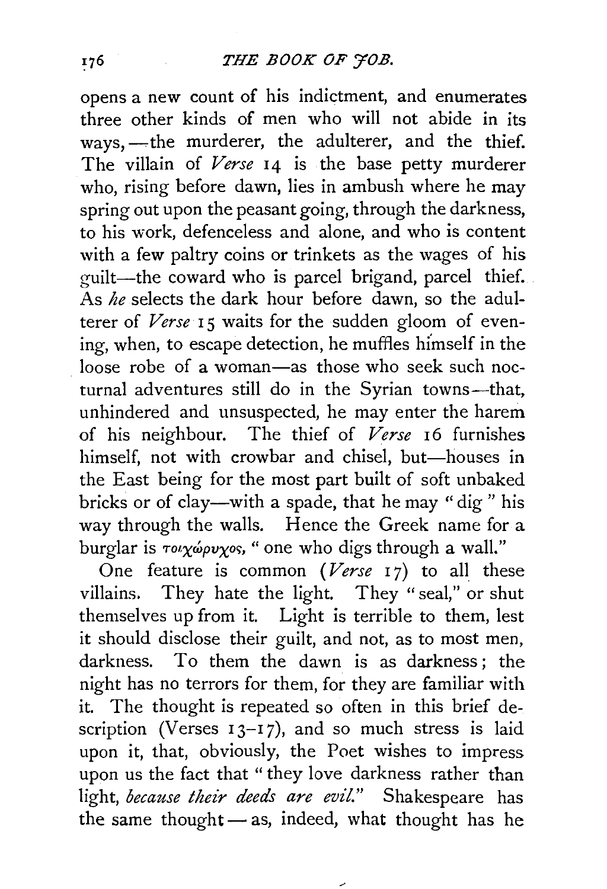opens a new count of his indictment, and enumerates three other kinds of men who will not abide in its ways,—the murderer, the adulterer, and the thief. The villain of *Verse* 14 is the base petty murderer who, rising before dawn, lies in ambush where he may spring out upon the peasant going, through the darkness, to his work, defenceless and alone, and who is content with a few paltry coins or trinkets as the wages of his guilt—the coward who is parcel brigand, parcel thief. As *he* selects the dark hour before dawn, so the adulterer of *Verse* 15 waits for the sudden gloom of evening, when, to escape detection, he muffles himself in the loose robe of a woman—as those who seek such nocturnal adventures still do in the Syrian towns—that, unhindered and unsuspected, he may enter the harem of his neighbour. The thief of *Verse* 16 furnishes himself, not with crowbar and chisel, but—houses in the East being for the most part built of soft unbaked bricks or of clay—with a spade, that he may "dig" his way through the walls. Hence the Greek name for a burglar is τοιχώρυχος, "one who digs through a wall."

One feature is common (*Verse* 17) to all these villains. They hate the light. They "seal," or shut themselves up from it. Light is terrible to them, lest it should disclose their guilt, and not, as to most men, darkness. To them the dawn is as darkness; the night has no terrors for them, for they are familiar with it. The thought is repeated so often in this brief description (Verses 13–17), and so much stress is laid upon it, that, obviously, the Poet wishes to impress upon us the fact that "they love darkness rather than light, *because their deeds are evil*." Shakespeare has the same thought—as, indeed, what thought has he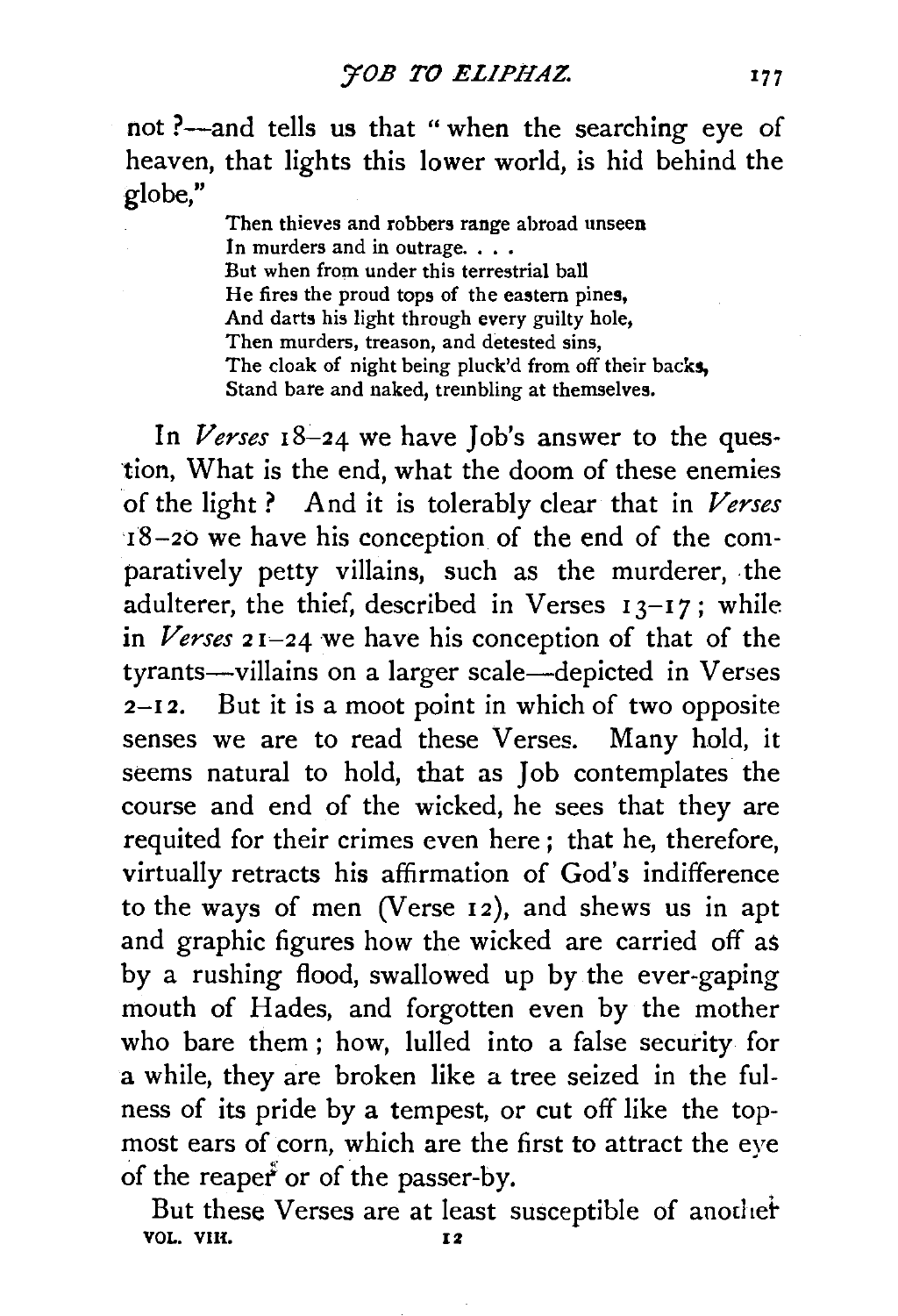not ?—and tells us that "when the searching eye of heaven, that lights this lower world, is hid behind the globe,"

> Then thieves and robbers range abroad unseen
> In murders and in outrage. . . .
> But when from under this terrestrial ball
> He fires the proud tops of the eastern pines,
> And darts his light through every guilty hole,
> Then murders, treason, and detested sins,
> The cloak of night being pluck'd from off their backs,
> Stand bare and naked, trembling at themselves.

In *Verses* 18–24 we have Job's answer to the question, What is the end, what the doom of these enemies of the light ? And it is tolerably clear that in *Verses* 18–20 we have his conception of the end of the comparatively petty villains, such as the murderer, the adulterer, the thief, described in Verses 13–17; while in *Verses* 21–24 we have his conception of that of the tyrants—villains on a larger scale—depicted in Verses 2–12. But it is a moot point in which of two opposite senses we are to read these Verses. Many hold, it seems natural to hold, that as Job contemplates the course and end of the wicked, he sees that they are requited for their crimes even here; that he, therefore, virtually retracts his affirmation of God's indifference to the ways of men (Verse 12), and shews us in apt and graphic figures how the wicked are carried off as by a rushing flood, swallowed up by the ever-gaping mouth of Hades, and forgotten even by the mother who bare them; how, lulled into a false security for a while, they are broken like a tree seized in the fulness of its pride by a tempest, or cut off like the topmost ears of corn, which are the first to attract the eye of the reaper or of the passer-by.

But these Verses are at least susceptible of another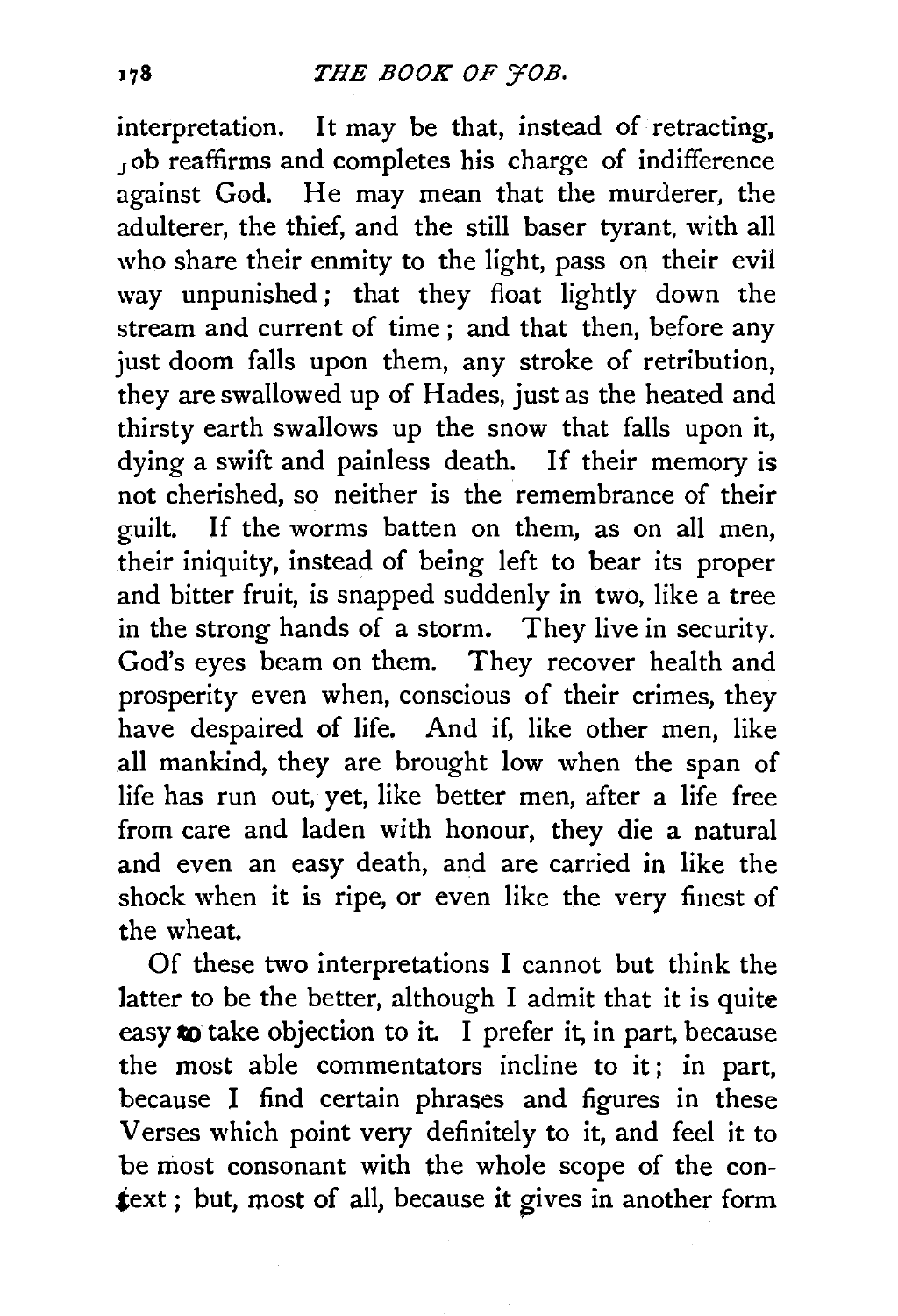interpretation. It may be that, instead of retracting, Job reaffirms and completes his charge of indifference against God. He may mean that the murderer, the adulterer, the thief, and the still baser tyrant, with all who share their enmity to the light, pass on their evil way unpunished; that they float lightly down the stream and current of time; and that then, before any just doom falls upon them, any stroke of retribution, they are swallowed up of Hades, just as the heated and thirsty earth swallows up the snow that falls upon it, dying a swift and painless death. If their memory is not cherished, so neither is the remembrance of their guilt. If the worms batten on them, as on all men, their iniquity, instead of being left to bear its proper and bitter fruit, is snapped suddenly in two, like a tree in the strong hands of a storm. They live in security. God's eyes beam on them. They recover health and prosperity even when, conscious of their crimes, they have despaired of life. And if, like other men, like all mankind, they are brought low when the span of life has run out, yet, like better men, after a life free from care and laden with honour, they die a natural and even an easy death, and are carried in like the shock when it is ripe, or even like the very finest of the wheat.

Of these two interpretations I cannot but think the latter to be the better, although I admit that it is quite easy to take objection to it. I prefer it, in part, because the most able commentators incline to it; in part, because I find certain phrases and figures in these Verses which point very definitely to it, and feel it to be most consonant with the whole scope of the context; but, most of all, because it gives in another form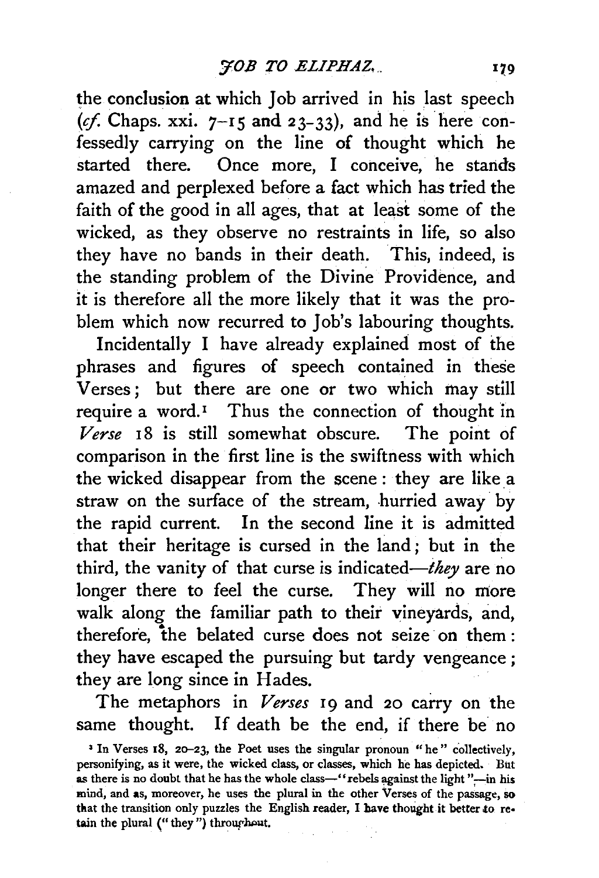the conclusion at which Job arrived in his last speech (*cf.* Chaps. xxi. 7–15 and 23–33), and he is here confessedly carrying on the line of thought which he started there. Once more, I conceive, he stands amazed and perplexed before a fact which has tried the faith of the good in all ages, that at least some of the wicked, as they observe no restraints in life, so also they have no bands in their death. This, indeed, is the standing problem of the Divine Providence, and it is therefore all the more likely that it was the problem which now recurred to Job's labouring thoughts.

Incidentally I have already explained most of the phrases and figures of speech contained in these Verses; but there are one or two which may still require a word.[1] Thus the connection of thought in *Verse* 18 is still somewhat obscure. The point of comparison in the first line is the swiftness with which the wicked disappear from the scene: they are like a straw on the surface of the stream, hurried away by the rapid current. In the second line it is admitted that their heritage is cursed in the land; but in the third, the vanity of that curse is indicated—*they* are no longer there to feel the curse. They will no more walk along the familiar path to their vineyards, and, therefore, the belated curse does not seize on them: they have escaped the pursuing but tardy vengeance; they are long since in Hades.

The metaphors in *Verses* 19 and 20 carry on the same thought. If death be the end, if there be no

[1] In Verses 18, 20–23, the Poet uses the singular pronoun "he" collectively, personifying, as it were, the wicked class, or classes, which he has depicted. But as there is no doubt that he has the whole class—"rebels against the light"—in his mind, and as, moreover, he uses the plural in the other Verses of the passage, so that the transition only puzzles the English reader, I have thought it better to retain the plural ("they") throughout.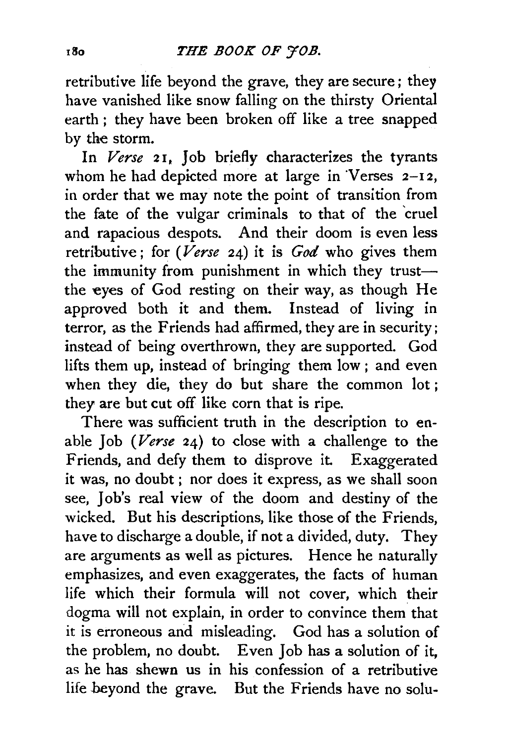retributive life beyond the grave, they are secure; they have vanished like snow falling on the thirsty Oriental earth; they have been broken off like a tree snapped by the storm.

In *Verse* 21, Job briefly characterizes the tyrants whom he had depicted more at large in Verses 2–12, in order that we may note the point of transition from the fate of the vulgar criminals to that of the cruel and rapacious despots. And their doom is even less retributive; for (*Verse* 24) it is *God* who gives them the immunity from punishment in which they trust—the eyes of God resting on their way, as though He approved both it and them. Instead of living in terror, as the Friends had affirmed, they are in security; instead of being overthrown, they are supported. God lifts them up, instead of bringing them low; and even when they die, they do but share the common lot; they are but cut off like corn that is ripe.

There was sufficient truth in the description to enable Job (*Verse* 24) to close with a challenge to the Friends, and defy them to disprove it. Exaggerated it was, no doubt; nor does it express, as we shall soon see, Job's real view of the doom and destiny of the wicked. But his descriptions, like those of the Friends, have to discharge a double, if not a divided, duty. They are arguments as well as pictures. Hence he naturally emphasizes, and even exaggerates, the facts of human life which their formula will not cover, which their dogma will not explain, in order to convince them that it is erroneous and misleading. God has a solution of the problem, no doubt. Even Job has a solution of it, as he has shewn us in his confession of a retributive life beyond the grave. But the Friends have no solu-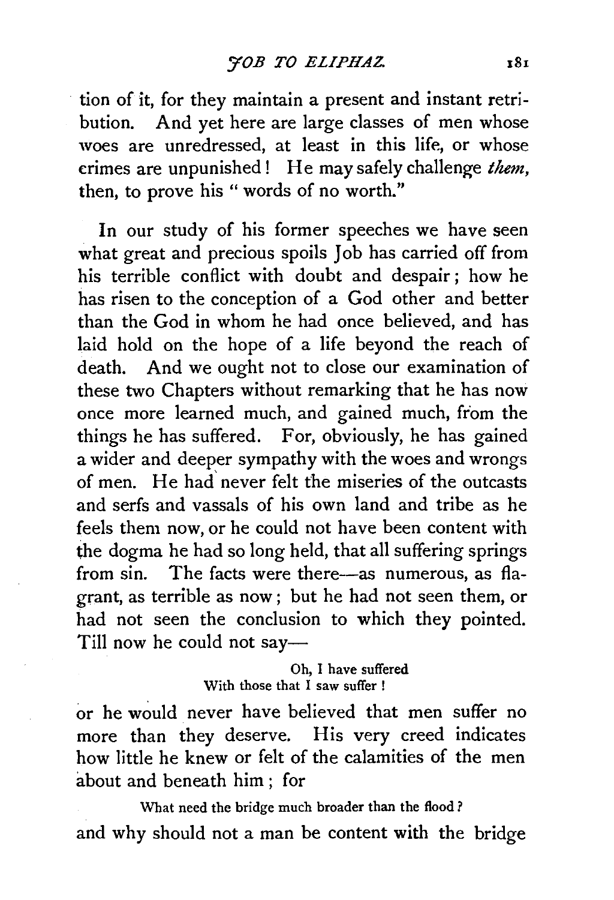tion of it, for they maintain a present and instant retribution. And yet here are large classes of men whose woes are unredressed, at least in this life, or whose crimes are unpunished! He may safely challenge *them*, then, to prove his " words of no worth."

In our study of his former speeches we have seen what great and precious spoils Job has carried off from his terrible conflict with doubt and despair; how he has risen to the conception of a God other and better than the God in whom he had once believed, and has laid hold on the hope of a life beyond the reach of death. And we ought not to close our examination of these two Chapters without remarking that he has now once more learned much, and gained much, from the things he has suffered. For, obviously, he has gained a wider and deeper sympathy with the woes and wrongs of men. He had never felt the miseries of the outcasts and serfs and vassals of his own land and tribe as he feels them now, or he could not have been content with the dogma he had so long held, that all suffering springs from sin. The facts were there—as numerous, as flagrant, as terrible as now; but he had not seen them, or had not seen the conclusion to which they pointed. Till now he could not say—

> Oh, I have suffered
> With those that I saw suffer!

or he would never have believed that men suffer no more than they deserve. His very creed indicates how little he knew or felt of the calamities of the men about and beneath him; for

> What need the bridge much broader than the flood?

and why should not a man be content with the bridge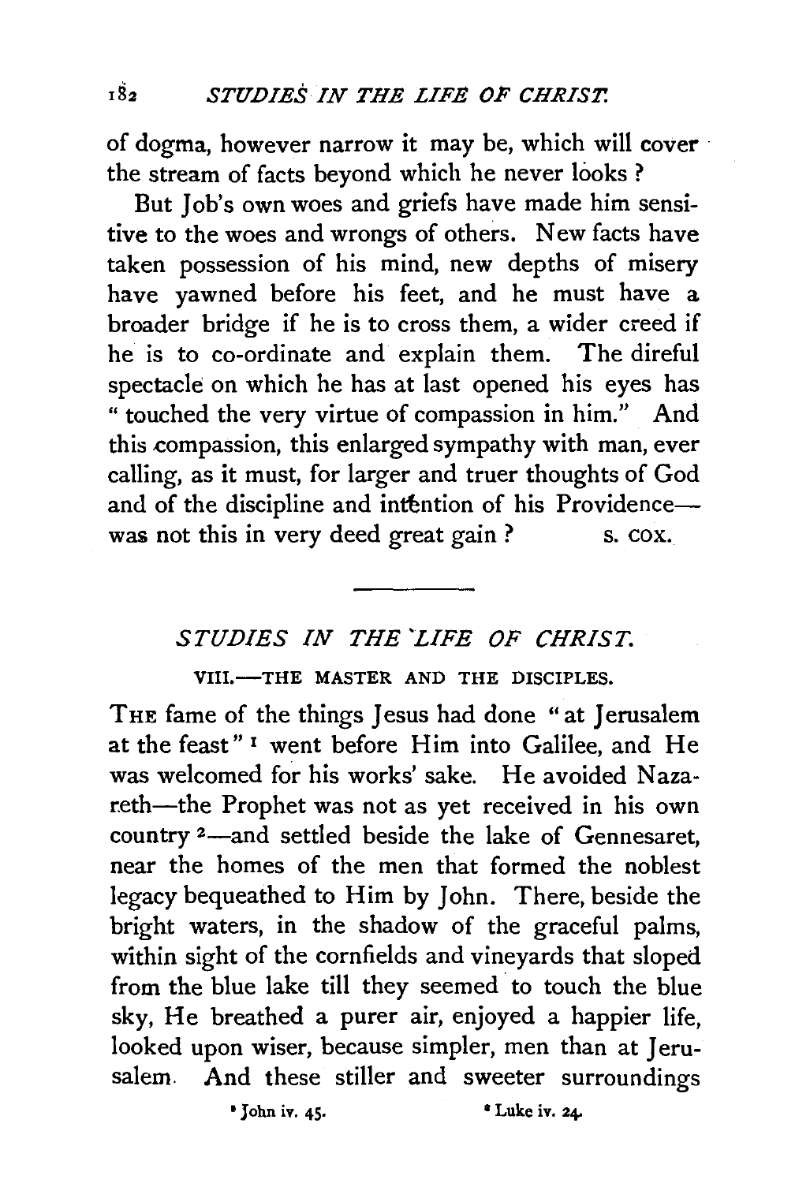of dogma, however narrow it may be, which will cover the stream of facts beyond which he never looks?

But Job's own woes and griefs have made him sensitive to the woes and wrongs of others. New facts have taken possession of his mind, new depths of misery have yawned before his feet, and he must have a broader bridge if he is to cross them, a wider creed if he is to co-ordinate and explain them. The direful spectacle on which he has at last opened his eyes has "touched the very virtue of compassion in him." And this compassion, this enlarged sympathy with man, ever calling, as it must, for larger and truer thoughts of God and of the discipline and intention of his Providence—was not this in very deed great gain?

S. COX.

---

## *STUDIES IN THE LIFE OF CHRIST.*

### VIII.—THE MASTER AND THE DISCIPLES.

THE fame of the things Jesus had done "at Jerusalem at the feast"[1] went before Him into Galilee, and He was welcomed for his works' sake. He avoided Nazareth—the Prophet was not as yet received in his own country[2]—and settled beside the lake of Gennesaret, near the homes of the men that formed the noblest legacy bequeathed to Him by John. There, beside the bright waters, in the shadow of the graceful palms, within sight of the cornfields and vineyards that sloped from the blue lake till they seemed to touch the blue sky, He breathed a purer air, enjoyed a happier life, looked upon wiser, because simpler, men than at Jerusalem. And these stiller and sweeter surroundings

[1] John iv. 45.

[2] Luke iv. 24.